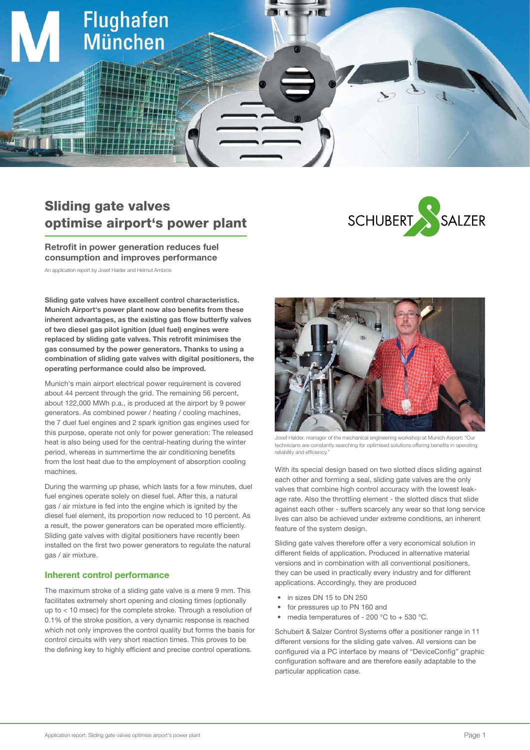# Sliding gate valves optimise airport's power plant

## Retrofit in power generation reduces fuel consumption and improves performance

An application report by Josef Halder and Helmut Ambros

**Sliding gate valves have excellent control characteristics. Munich Airport's power plant now also benefits from these inherent advantages, as the existing gas flow butterfly valves of two diesel gas pilot ignition (duel fuel) engines were replaced by sliding gate valves. This retrofit minimises the gas consumed by the power generators. Thanks to using a combination of sliding gate valves with digital positioners, the operating performance could also be improved.**

Munich's main airport electrical power requirement is covered about 44 percent through the grid. The remaining 56 percent, about 122,000 MWh p.a., is produced at the airport by 9 power generators. As combined power / heating / cooling machines, the 7 duel fuel engines and 2 spark ignition gas engines used for this purpose, operate not only for power generation: The released heat is also being used for the central-heating during the winter period, whereas in summertime the air conditioning benefits from the lost heat due to the employment of absorption cooling machines.

During the warming up phase, which lasts for a few minutes, duel fuel engines operate solely on diesel fuel. After this, a natural gas / air mixture is fed into the engine which is ignited by the diesel fuel element, its proportion now reduced to 10 percent. As a result, the power generators can be operated more efficiently. Sliding gate valves with digital positioners have recently been installed on the first two power generators to regulate the natural gas / air mixture.

### Inherent control performance

The maximum stroke of a sliding gate valve is a mere 9 mm. This facilitates extremely short opening and closing times (optionally up to < 10 msec) for the complete stroke. Through a resolution of 0.1% of the stroke position, a very dynamic response is reached which not only improves the control quality but forms the basis for control circuits with very short reaction times. This proves to be the defining key to highly efficient and precise control operations.

Josef Halder, manager of the mechanical engineering workshop at Munich Airport: "Our technicians are constantly searching for optimised solutions offering benefits in operating reliability and efficiency."

With its special design based on two slotted discs sliding against each other and forming a seal, sliding gate valves are the only valves that combine high control accuracy with the lowest leakage rate. Also the throttling element - the slotted discs that slide against each other - suffers scarcely any wear so that long service lives can also be achieved under extreme conditions, an inherent feature of the system design.

Sliding gate valves therefore offer a very economical solution in different fields of application. Produced in alternative material versions and in combination with all conventional positioners, they can be used in practically every industry and for different applications. Accordingly, they are produced

- in sizes DN 15 to DN 250
- for pressures up to PN 160 and
- media temperatures of - 200 °C to + 530 °C.

Schubert & Salzer Control Systems offer a positioner range in 11 different versions for the sliding gate valves. All versions can be configured via a PC interface by means of "DeviceConfig" graphic configuration software and are therefore easily adaptable to the particular application case.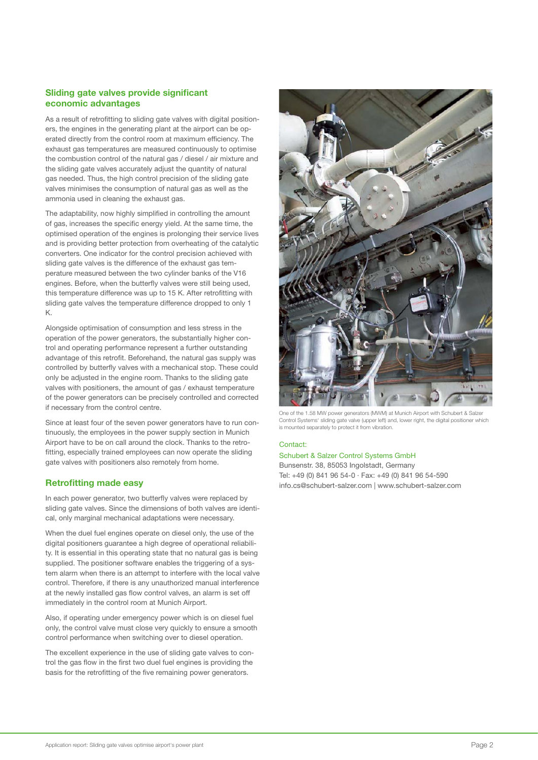## Sliding gate valves provide significant economic advantages

As a result of retrofitting to sliding gate valves with digital positioners, the engines in the generating plant at the airport can be operated directly from the control room at maximum efficiency. The exhaust gas temperatures are measured continuously to optimise the combustion control of the natural gas / diesel / air mixture and the sliding gate valves accurately adjust the quantity of natural gas needed. Thus, the high control precision of the sliding gate valves minimises the consumption of natural gas as well as the ammonia used in cleaning the exhaust gas.

The adaptability, now highly simplified in controlling the amount of gas, increases the specific energy yield. At the same time, the optimised operation of the engines is prolonging their service lives and is providing better protection from overheating of the catalytic converters. One indicator for the control precision achieved with sliding gate valves is the difference of the exhaust gas temperature measured between the two cylinder banks of the V16 engines. Before, when the butterfly valves were still being used, this temperature difference was up to 15 K. After retrofitting with sliding gate valves the temperature difference dropped to only 1 K.

Alongside optimisation of consumption and less stress in the operation of the power generators, the substantially higher control and operating performance represent a further outstanding advantage of this retrofit. Beforehand, the natural gas supply was controlled by butterfly valves with a mechanical stop. These could only be adjusted in the engine room. Thanks to the sliding gate valves with positioners, the amount of gas / exhaust temperature of the power generators can be precisely controlled and corrected if necessary from the control centre.

Since at least four of the seven power generators have to run continuously, the employees in the power supply section in Munich Airport have to be on call around the clock. Thanks to the retrofitting, especially trained employees can now operate the sliding gate valves with positioners also remotely from home.

## Retrofitting made easy

In each power generator, two butterfly valves were replaced by sliding gate valves. Since the dimensions of both valves are identical, only marginal mechanical adaptations were necessary.

When the duel fuel engines operate on diesel only, the use of the digital positioners guarantee a high degree of operational reliability. It is essential in this operating state that no natural gas is being supplied. The positioner software enables the triggering of a system alarm when there is an attempt to interfere with the local valve control. Therefore, if there is any unauthorized manual interference at the newly installed gas flow control valves, an alarm is set off immediately in the control room at Munich Airport.

Also, if operating under emergency power which is on diesel fuel only, the control valve must close very quickly to ensure a smooth control performance when switching over to diesel operation.

The excellent experience in the use of sliding gate valves to control the gas flow in the first two duel fuel engines is providing the basis for the retrofitting of the five remaining power generators.

One of the 1.58 MW power generators (MWM) at Munich Airport with Schubert & Salzer Control Systems' sliding gate valve (upper left) and, lower right, the digital positioner which is mounted separately to protect it from vibration.

Contact:

Schubert & Salzer Control Systems GmbH
Bunsenstr. 38, 85053 Ingolstadt, Germany
Tel: +49 (0) 841 96 54-0 · Fax: +49 (0) 841 96 54-590
info.cs@schubert-salzer.com | www.schubert-salzer.com